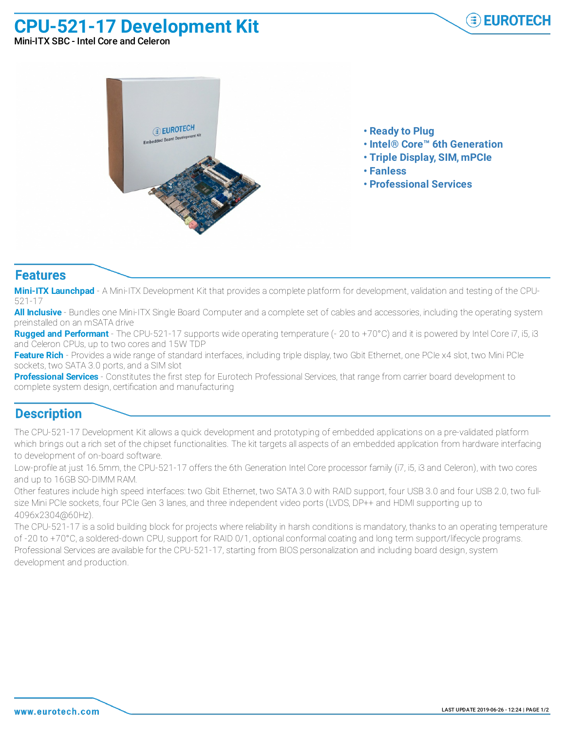# CPU-521-17 Development Kit

Mini-ITX SBC - Intel Core and Celeron

- **Ready to Plug**
- **Intel® Core™ 6th Generation**
- **Triple Display, SIM, mPCIe**
- **Fanless**
- **Professional Services**

## Features

**Mini-ITX Launchpad** - A Mini-ITX Development Kit that provides a complete platform for development, validation and testing of the CPU-521-17

**All Inclusive** - Bundles one Mini-ITX Single Board Computer and a complete set of cables and accessories, including the operating system preinstalled on an mSATA drive

**Rugged and Performant** - The CPU-521-17 supports wide operating temperature (- 20 to +70°C) and it is powered by Intel Core i7, i5, i3 and Celeron CPUs, up to two cores and 15W TDP

**Feature Rich** - Provides a wide range of standard interfaces, including triple display, two Gbit Ethernet, one PCIe x4 slot, two Mini PCIe sockets, two SATA 3.0 ports, and a SIM slot

**Professional Services** - Constitutes the first step for Eurotech Professional Services, that range from carrier board development to complete system design, certification and manufacturing

## Description

The CPU-521-17 Development Kit allows a quick development and prototyping of embedded applications on a pre-validated platform which brings out a rich set of the chipset functionalities. The kit targets all aspects of an embedded application from hardware interfacing to development of on-board software.

Low-profile at just 16.5mm, the CPU-521-17 offers the 6th Generation Intel Core processor family (i7, i5, i3 and Celeron), with two cores and up to 16GB SO-DIMM RAM.

Other features include high speed interfaces: two Gbit Ethernet, two SATA 3.0 with RAID support, four USB 3.0 and four USB 2.0, two full-size Mini PCIe sockets, four PCIe Gen 3 lanes, and three independent video ports (LVDS, DP++ and HDMI supporting up to 4096x2304@60Hz).

The CPU-521-17 is a solid building block for projects where reliability in harsh conditions is mandatory, thanks to an operating temperature of -20 to +70°C, a soldered-down CPU, support for RAID 0/1, optional conformal coating and long term support/lifecycle programs. Professional Services are available for the CPU-521-17, starting from BIOS personalization and including board design, system development and production.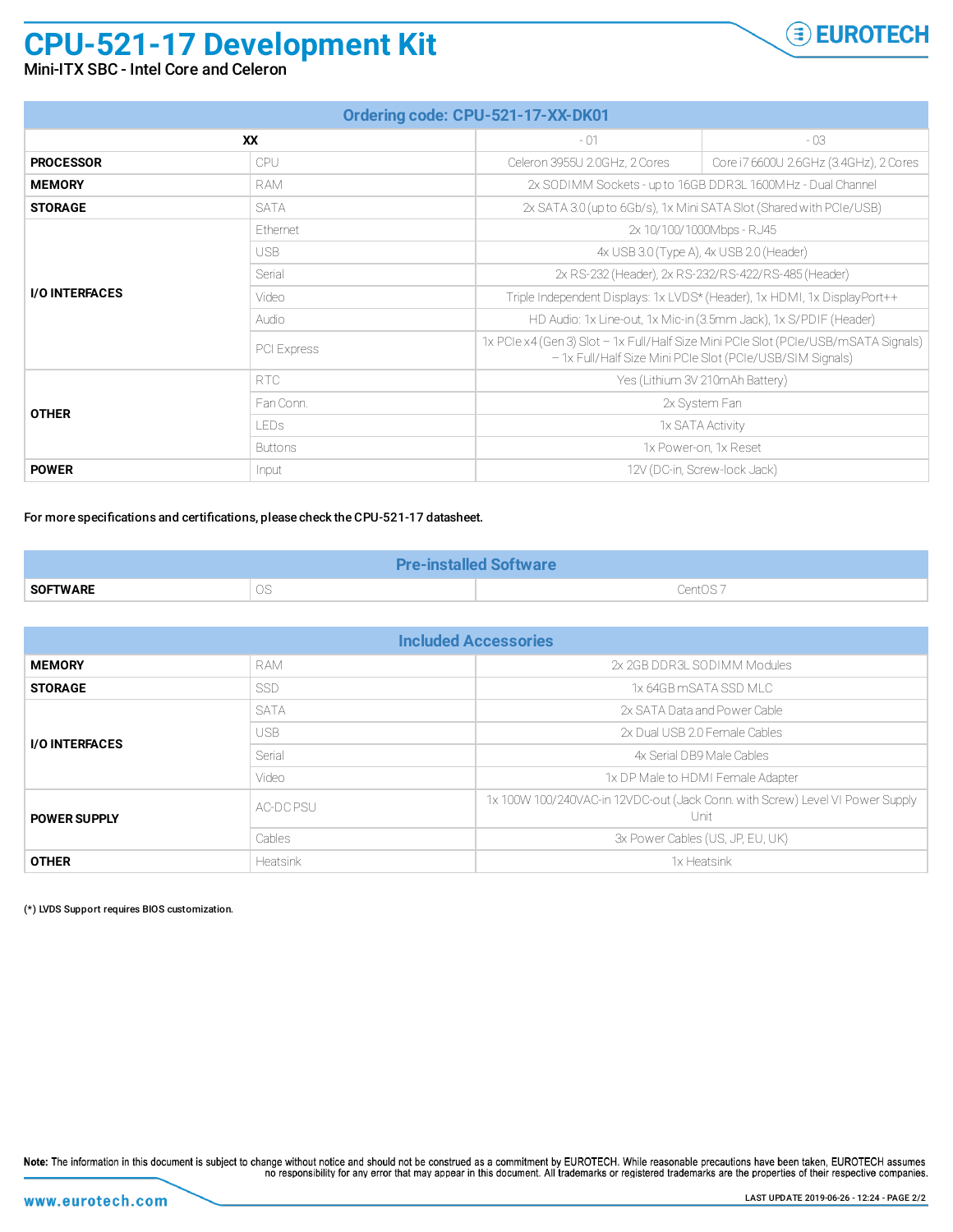# CPU-521-17 Development Kit

Mini-ITX SBC - Intel Core and Celeron

| Ordering code: CPU-521-17-XX-DK01 | | | |
|---|---|---|---|
| **XX** | | - 01 | - 03 |
| **PROCESSOR** | CPU | Celeron 3955U 2.0GHz, 2 Cores | Core i7 6600U 2.6GHz (3.4GHz), 2 Cores |
| **MEMORY** | RAM | 2x SODIMM Sockets - up to 16GB DDR3L 1600MHz - Dual Channel | |
| **STORAGE** | SATA | 2x SATA 3.0 (up to 6Gb/s), 1x Mini SATA Slot (Shared with PCIe/USB) | |
| **I/O INTERFACES** | Ethernet | 2x 10/100/1000Mbps - RJ45 | |
| | USB | 4x USB 3.0 (Type A), 4x USB 2.0 (Header) | |
| | Serial | 2x RS-232 (Header), 2x RS-232/RS-422/RS-485 (Header) | |
| | Video | Triple Independent Displays: 1x LVDS* (Header), 1x HDMI, 1x DisplayPort++ | |
| | Audio | HD Audio: 1x Line-out, 1x Mic-in (3.5mm Jack), 1x S/PDIF (Header) | |
| | PCI Express | 1x PCIe x4 (Gen 3) Slot – 1x Full/Half Size Mini PCIe Slot (PCIe/USB/mSATA Signals) – 1x Full/Half Size Mini PCIe Slot (PCIe/USB/SIM Signals) | |
| **OTHER** | RTC | Yes (Lithium 3V 210mAh Battery) | |
| | Fan Conn. | 2x System Fan | |
| | LEDs | 1x SATA Activity | |
| | Buttons | 1x Power-on, 1x Reset | |
| **POWER** | Input | 12V (DC-in, Screw-lock Jack) | |

For more specifications and certifications, please check the CPU-521-17 datasheet.

| Pre-installed Software | | |
|---|---|---|
| **SOFTWARE** | OS | CentOS 7 |

| Included Accessories | | |
|---|---|---|
| **MEMORY** | RAM | 2x 2GB DDR3L SODIMM Modules |
| **STORAGE** | SSD | 1x 64GB mSATA SSD MLC |
| **I/O INTERFACES** | SATA | 2x SATA Data and Power Cable |
| | USB | 2x Dual USB 2.0 Female Cables |
| | Serial | 4x Serial DB9 Male Cables |
| | Video | 1x DP Male to HDMI Female Adapter |
| **POWER SUPPLY** | AC-DC PSU | 1x 100W 100/240VAC-in 12VDC-out (Jack Conn. with Screw) Level VI Power Supply Unit |
| | Cables | 3x Power Cables (US, JP, EU, UK) |
| **OTHER** | Heatsink | 1x Heatsink |

(*) LVDS Support requires BIOS customization.

**Note:** The information in this document is subject to change without notice and should not be construed as a commitment by EUROTECH. While reasonable precautions have been taken, EUROTECH assumes no responsibility for any error that may appear in this document. All trademarks or registered trademarks are the properties of their respective companies.

www.eurotech.com

LAST UPDATE 2019-06-26 - 12:24